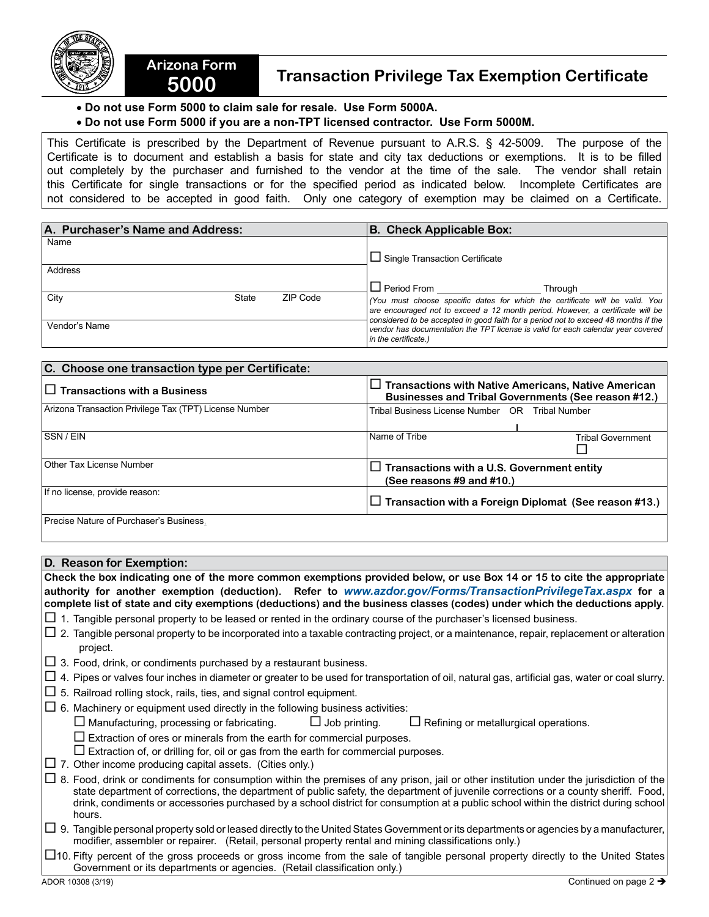# Arizona Form 5000

## Transaction Privilege Tax Exemption Certificate

- **Do not use Form 5000 to claim sale for resale. Use Form 5000A.**
- **Do not use Form 5000 if you are a non-TPT licensed contractor. Use Form 5000M.**

This Certificate is prescribed by the Department of Revenue pursuant to A.R.S. § 42-5009. The purpose of the Certificate is to document and establish a basis for state and city tax deductions or exemptions. It is to be filled out completely by the purchaser and furnished to the vendor at the time of the sale. The vendor shall retain this Certificate for single transactions or for the specified period as indicated below. Incomplete Certificates are not considered to be accepted in good faith. Only one category of exemption may be claimed on a Certificate.

| A. Purchaser's Name and Address: | B. Check Applicable Box: |
|---|---|
| Name | ☐ Single Transaction Certificate |
| Address | ☐ Period From ____________ Through ____________ |
| City &nbsp;&nbsp;&nbsp; State &nbsp;&nbsp;&nbsp; ZIP Code | *(You must choose specific dates for which the certificate will be valid. You are encouraged not to exceed a 12 month period. However, a certificate will be considered to be accepted in good faith for a period not to exceed 48 months if the vendor has documentation the TPT license is valid for each calendar year covered in the certificate.)* |
| Vendor's Name | |

| C. Choose one transaction type per Certificate: | |
|---|---|
| ☐ **Transactions with a Business** | ☐ **Transactions with Native Americans, Native American Businesses and Tribal Governments (See reason #12.)** |
| Arizona Transaction Privilege Tax (TPT) License Number | Tribal Business License Number OR Tribal Number |
| SSN / EIN | Name of Tribe &nbsp;&nbsp;&nbsp; Tribal Government ☐ |
| Other Tax License Number | ☐ **Transactions with a U.S. Government entity (See reasons #9 and #10.)** |
| If no license, provide reason: | ☐ **Transaction with a Foreign Diplomat (See reason #13.)** |
| Precise Nature of Purchaser's Business | |

### D. Reason for Exemption:

**Check the box indicating one of the more common exemptions provided below, or use Box 14 or 15 to cite the appropriate authority for another exemption (deduction). Refer to *www.azdor.gov/Forms/TransactionPrivilegeTax.aspx* for a complete list of state and city exemptions (deductions) and the business classes (codes) under which the deductions apply.**

☐ 1. Tangible personal property to be leased or rented in the ordinary course of the purchaser's licensed business.

☐ 2. Tangible personal property to be incorporated into a taxable contracting project, or a maintenance, repair, replacement or alteration project.

☐ 3. Food, drink, or condiments purchased by a restaurant business.

☐ 4. Pipes or valves four inches in diameter or greater to be used for transportation of oil, natural gas, artificial gas, water or coal slurry.

☐ 5. Railroad rolling stock, rails, ties, and signal control equipment.

☐ 6. Machinery or equipment used directly in the following business activities:
- ☐ Manufacturing, processing or fabricating. ☐ Job printing. ☐ Refining or metallurgical operations.
- ☐ Extraction of ores or minerals from the earth for commercial purposes.
- ☐ Extraction of, or drilling for, oil or gas from the earth for commercial purposes.

☐ 7. Other income producing capital assets. (Cities only.)

☐ 8. Food, drink or condiments for consumption within the premises of any prison, jail or other institution under the jurisdiction of the state department of corrections, the department of public safety, the department of juvenile corrections or a county sheriff. Food, drink, condiments or accessories purchased by a school district for consumption at a public school within the district during school hours.

☐ 9. Tangible personal property sold or leased directly to the United States Government or its departments or agencies by a manufacturer, modifier, assembler or repairer. (Retail, personal property rental and mining classifications only.)

☐ 10. Fifty percent of the gross proceeds or gross income from the sale of tangible personal property directly to the United States Government or its departments or agencies. (Retail classification only.)

ADOR 10308 (3/19)

Continued on page 2 ➔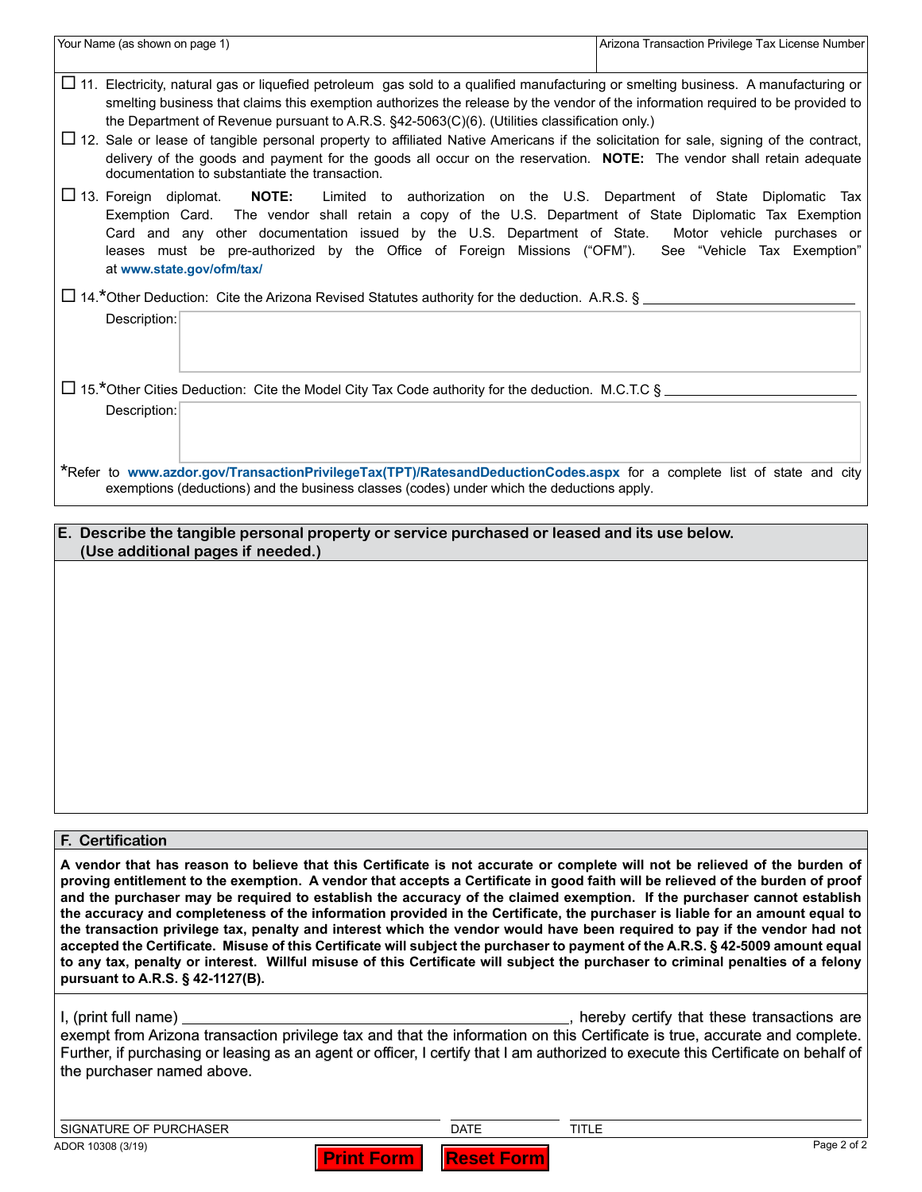| Your Name (as shown on page 1) | Arizona Transaction Privilege Tax License Number |
| --- | --- |
| | |

☐ 11. Electricity, natural gas or liquefied petroleum gas sold to a qualified manufacturing or smelting business. A manufacturing or smelting business that claims this exemption authorizes the release by the vendor of the information required to be provided to the Department of Revenue pursuant to A.R.S. §42-5063(C)(6). (Utilities classification only.)

☐ 12. Sale or lease of tangible personal property to affiliated Native Americans if the solicitation for sale, signing of the contract, delivery of the goods and payment for the goods all occur on the reservation. **NOTE:** The vendor shall retain adequate documentation to substantiate the transaction.

☐ 13. Foreign diplomat. **NOTE:** Limited to authorization on the U.S. Department of State Diplomatic Tax Exemption Card. The vendor shall retain a copy of the U.S. Department of State Diplomatic Tax Exemption Card and any other documentation issued by the U.S. Department of State. Motor vehicle purchases or leases must be pre-authorized by the Office of Foreign Missions ("OFM"). See "Vehicle Tax Exemption" at **www.state.gov/ofm/tax/**

☐ 14.*Other Deduction: Cite the Arizona Revised Statutes authority for the deduction. A.R.S. § ______________________

Description: ______________________

☐ 15.*Other Cities Deduction: Cite the Model City Tax Code authority for the deduction. M.C.T.C § ______________________

Description: ______________________

*Refer to **www.azdor.gov/TransactionPrivilegeTax(TPT)/RatesandDeductionCodes.aspx** for a complete list of state and city exemptions (deductions) and the business classes (codes) under which the deductions apply.

## E. Describe the tangible personal property or service purchased or leased and its use below. (Use additional pages if needed.)

## F. Certification

**A vendor that has reason to believe that this Certificate is not accurate or complete will not be relieved of the burden of proving entitlement to the exemption. A vendor that accepts a Certificate in good faith will be relieved of the burden of proof and the purchaser may be required to establish the accuracy of the claimed exemption. If the purchaser cannot establish the accuracy and completeness of the information provided in the Certificate, the purchaser is liable for an amount equal to the transaction privilege tax, penalty and interest which the vendor would have been required to pay if the vendor had not accepted the Certificate. Misuse of this Certificate will subject the purchaser to payment of the A.R.S. § 42-5009 amount equal to any tax, penalty or interest. Willful misuse of this Certificate will subject the purchaser to criminal penalties of a felony pursuant to A.R.S. § 42-1127(B).**

I, (print full name) ______________________, hereby certify that these transactions are exempt from Arizona transaction privilege tax and that the information on this Certificate is true, accurate and complete. Further, if purchasing or leasing as an agent or officer, I certify that I am authorized to execute this Certificate on behalf of the purchaser named above.

| SIGNATURE OF PURCHASER | DATE | TITLE |
| --- | --- | --- |
| | | |

ADOR 10308 (3/19)

Print Form | Reset Form